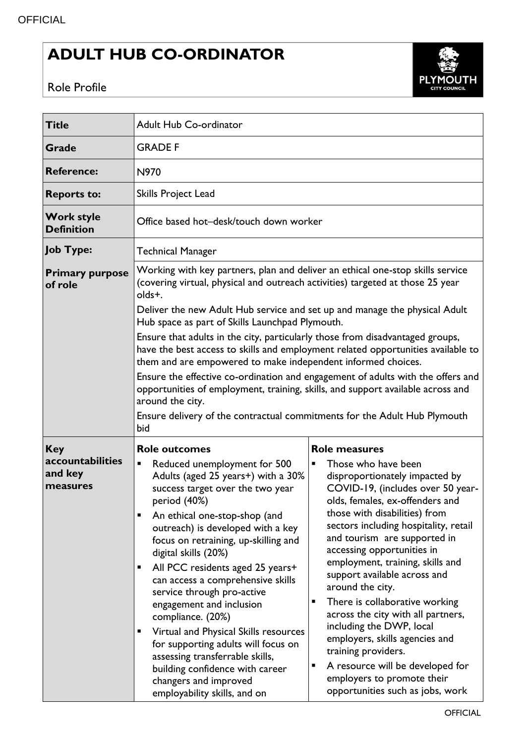# ADULT HUB CO-ORDINATOR

Role Profile

| | | |
|---|---|---|
| **Title** | Adult Hub Co-ordinator | |
| **Grade** | GRADE F | |
| **Reference:** | N970 | |
| **Reports to:** | Skills Project Lead | |
| **Work style Definition** | Office based hot–desk/touch down worker | |
| **Job Type:** | Technical Manager | |
| **Primary purpose of role** | Working with key partners, plan and deliver an ethical one-stop skills service (covering virtual, physical and outreach activities) targeted at those 25 year olds+.<br><br>Deliver the new Adult Hub service and set up and manage the physical Adult Hub space as part of Skills Launchpad Plymouth.<br><br>Ensure that adults in the city, particularly those from disadvantaged groups, have the best access to skills and employment related opportunities available to them and are empowered to make independent informed choices.<br><br>Ensure the effective co-ordination and engagement of adults with the offers and opportunities of employment, training, skills, and support available across and around the city.<br><br>Ensure delivery of the contractual commitments for the Adult Hub Plymouth bid | |
| **Key accountabilities and key measures** | **Role outcomes**<br>▪ Reduced unemployment for 500 Adults (aged 25 years+) with a 30% success target over the two year period (40%)<br>▪ An ethical one-stop-shop (and outreach) is developed with a key focus on retraining, up-skilling and digital skills (20%)<br>▪ All PCC residents aged 25 years+ can access a comprehensive skills service through pro-active engagement and inclusion compliance. (20%)<br>▪ Virtual and Physical Skills resources for supporting adults will focus on assessing transferrable skills, building confidence with career changers and improved employability skills, and on | **Role measures**<br>▪ Those who have been disproportionately impacted by COVID-19, (includes over 50 year-olds, females, ex-offenders and those with disabilities) from sectors including hospitality, retail and tourism are supported in accessing opportunities in employment, training, skills and support available across and around the city.<br>▪ There is collaborative working across the city with all partners, including the DWP, local employers, skills agencies and training providers.<br>▪ A resource will be developed for employers to promote their opportunities such as jobs, work |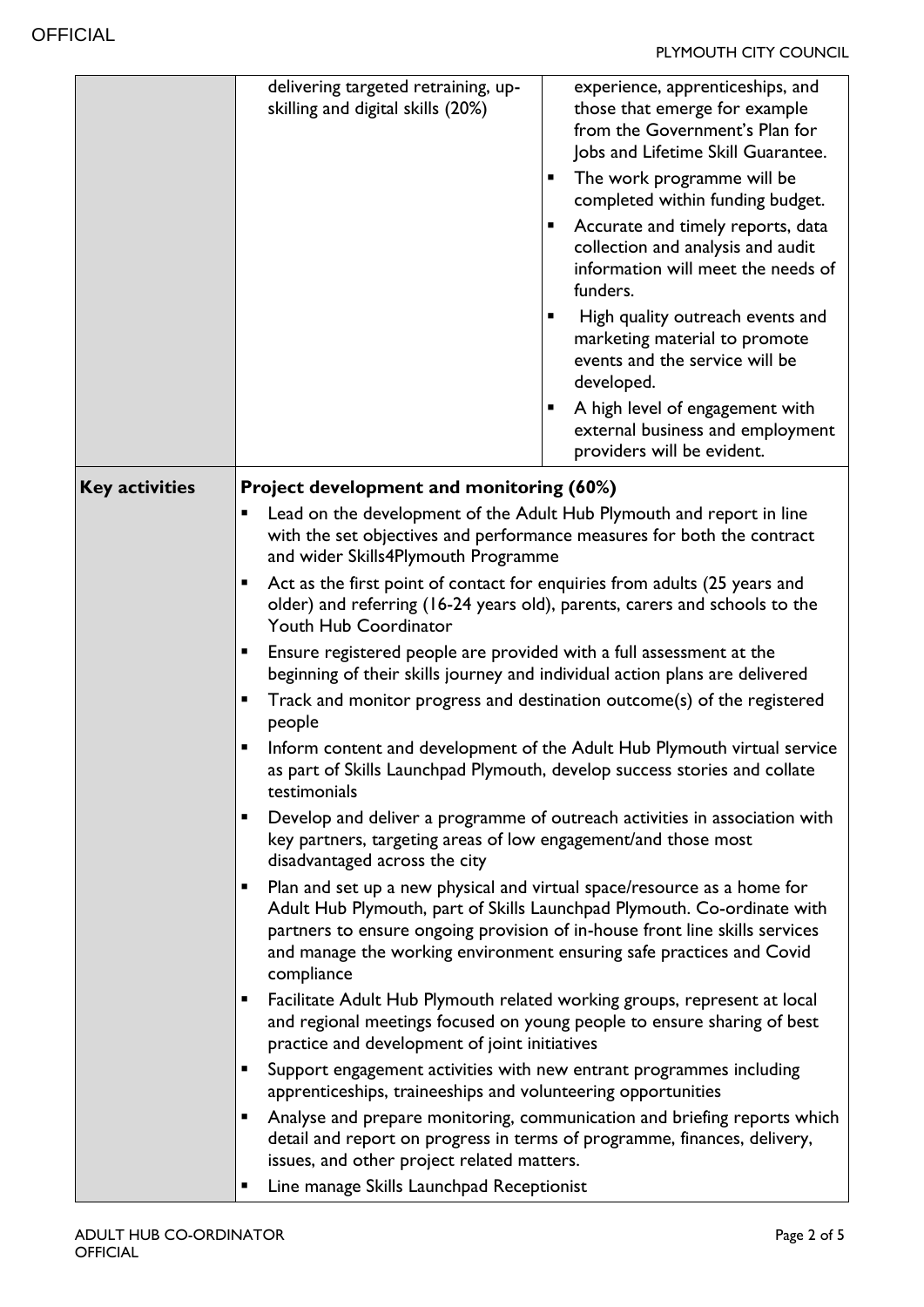| | | |
|---|---|---|
| | delivering targeted retraining, up-skilling and digital skills (20%) | experience, apprenticeships, and those that emerge for example from the Government's Plan for Jobs and Lifetime Skill Guarantee.<br>▪ The work programme will be completed within funding budget.<br>▪ Accurate and timely reports, data collection and analysis and audit information will meet the needs of funders.<br>▪ High quality outreach events and marketing material to promote events and the service will be developed.<br>▪ A high level of engagement with external business and employment providers will be evident. |
| **Key activities** | **Project development and monitoring (60%)**<br>▪ Lead on the development of the Adult Hub Plymouth and report in line with the set objectives and performance measures for both the contract and wider Skills4Plymouth Programme<br>▪ Act as the first point of contact for enquiries from adults (25 years and older) and referring (16-24 years old), parents, carers and schools to the Youth Hub Coordinator<br>▪ Ensure registered people are provided with a full assessment at the beginning of their skills journey and individual action plans are delivered<br>▪ Track and monitor progress and destination outcome(s) of the registered people<br>▪ Inform content and development of the Adult Hub Plymouth virtual service as part of Skills Launchpad Plymouth, develop success stories and collate testimonials<br>▪ Develop and deliver a programme of outreach activities in association with key partners, targeting areas of low engagement/and those most disadvantaged across the city<br>▪ Plan and set up a new physical and virtual space/resource as a home for Adult Hub Plymouth, part of Skills Launchpad Plymouth. Co-ordinate with partners to ensure ongoing provision of in-house front line skills services and manage the working environment ensuring safe practices and Covid compliance<br>▪ Facilitate Adult Hub Plymouth related working groups, represent at local and regional meetings focused on young people to ensure sharing of best practice and development of joint initiatives<br>▪ Support engagement activities with new entrant programmes including apprenticeships, traineeships and volunteering opportunities<br>▪ Analyse and prepare monitoring, communication and briefing reports which detail and report on progress in terms of programme, finances, delivery, issues, and other project related matters.<br>▪ Line manage Skills Launchpad Receptionist | |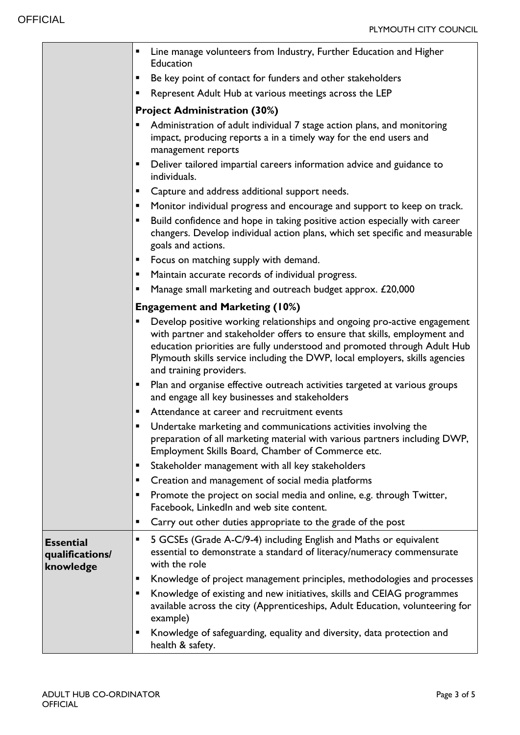| | |
|---|---|
| | ▪ Line manage volunteers from Industry, Further Education and Higher Education<br>▪ Be key point of contact for funders and other stakeholders<br>▪ Represent Adult Hub at various meetings across the LEP<br>**Project Administration (30%)**<br>▪ Administration of adult individual 7 stage action plans, and monitoring impact, producing reports a in a timely way for the end users and management reports<br>▪ Deliver tailored impartial careers information advice and guidance to individuals.<br>▪ Capture and address additional support needs.<br>▪ Monitor individual progress and encourage and support to keep on track.<br>▪ Build confidence and hope in taking positive action especially with career changers. Develop individual action plans, which set specific and measurable goals and actions.<br>▪ Focus on matching supply with demand.<br>▪ Maintain accurate records of individual progress.<br>▪ Manage small marketing and outreach budget approx. £20,000<br>**Engagement and Marketing (10%)**<br>▪ Develop positive working relationships and ongoing pro-active engagement with partner and stakeholder offers to ensure that skills, employment and education priorities are fully understood and promoted through Adult Hub Plymouth skills service including the DWP, local employers, skills agencies and training providers.<br>▪ Plan and organise effective outreach activities targeted at various groups and engage all key businesses and stakeholders<br>▪ Attendance at career and recruitment events<br>▪ Undertake marketing and communications activities involving the preparation of all marketing material with various partners including DWP, Employment Skills Board, Chamber of Commerce etc.<br>▪ Stakeholder management with all key stakeholders<br>▪ Creation and management of social media platforms<br>▪ Promote the project on social media and online, e.g. through Twitter, Facebook, LinkedIn and web site content.<br>▪ Carry out other duties appropriate to the grade of the post |
| **Essential qualifications/ knowledge** | ▪ 5 GCSEs (Grade A-C/9-4) including English and Maths or equivalent essential to demonstrate a standard of literacy/numeracy commensurate with the role<br>▪ Knowledge of project management principles, methodologies and processes<br>▪ Knowledge of existing and new initiatives, skills and CEIAG programmes available across the city (Apprenticeships, Adult Education, volunteering for example)<br>▪ Knowledge of safeguarding, equality and diversity, data protection and health & safety. |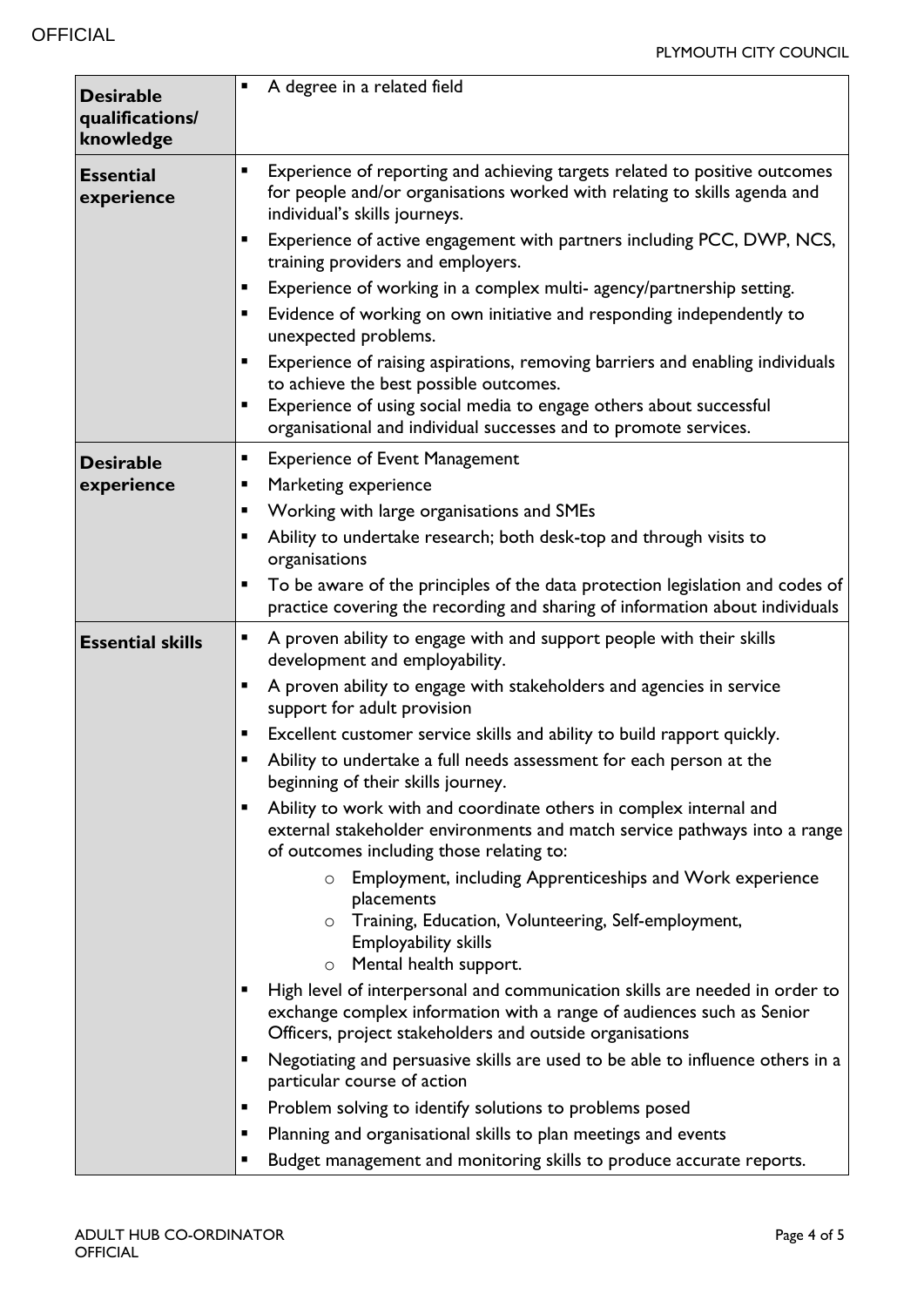| | |
|---|---|
| **Desirable qualifications/ knowledge** | ▪ A degree in a related field |
| **Essential experience** | ▪ Experience of reporting and achieving targets related to positive outcomes for people and/or organisations worked with relating to skills agenda and individual's skills journeys.<br>▪ Experience of active engagement with partners including PCC, DWP, NCS, training providers and employers.<br>▪ Experience of working in a complex multi- agency/partnership setting.<br>▪ Evidence of working on own initiative and responding independently to unexpected problems.<br>▪ Experience of raising aspirations, removing barriers and enabling individuals to achieve the best possible outcomes.<br>▪ Experience of using social media to engage others about successful organisational and individual successes and to promote services. |
| **Desirable experience** | ▪ Experience of Event Management<br>▪ Marketing experience<br>▪ Working with large organisations and SMEs<br>▪ Ability to undertake research; both desk-top and through visits to organisations<br>▪ To be aware of the principles of the data protection legislation and codes of practice covering the recording and sharing of information about individuals |
| **Essential skills** | ▪ A proven ability to engage with and support people with their skills development and employability.<br>▪ A proven ability to engage with stakeholders and agencies in service support for adult provision<br>▪ Excellent customer service skills and ability to build rapport quickly.<br>▪ Ability to undertake a full needs assessment for each person at the beginning of their skills journey.<br>▪ Ability to work with and coordinate others in complex internal and external stakeholder environments and match service pathways into a range of outcomes including those relating to:<br>o Employment, including Apprenticeships and Work experience placements<br>o Training, Education, Volunteering, Self-employment, Employability skills<br>o Mental health support.<br>▪ High level of interpersonal and communication skills are needed in order to exchange complex information with a range of audiences such as Senior Officers, project stakeholders and outside organisations<br>▪ Negotiating and persuasive skills are used to be able to influence others in a particular course of action<br>▪ Problem solving to identify solutions to problems posed<br>▪ Planning and organisational skills to plan meetings and events<br>▪ Budget management and monitoring skills to produce accurate reports. |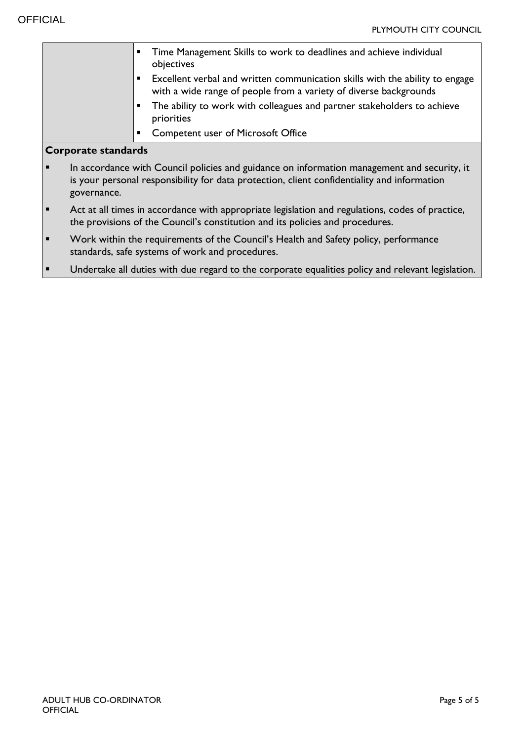| | |
|---|---|
| | ▪ Time Management Skills to work to deadlines and achieve individual objectives<br>▪ Excellent verbal and written communication skills with the ability to engage with a wide range of people from a variety of diverse backgrounds<br>▪ The ability to work with colleagues and partner stakeholders to achieve priorities<br>▪ Competent user of Microsoft Office |

**Corporate standards**

- In accordance with Council policies and guidance on information management and security, it is your personal responsibility for data protection, client confidentiality and information governance.
- Act at all times in accordance with appropriate legislation and regulations, codes of practice, the provisions of the Council's constitution and its policies and procedures.
- Work within the requirements of the Council's Health and Safety policy, performance standards, safe systems of work and procedures.
- Undertake all duties with due regard to the corporate equalities policy and relevant legislation.